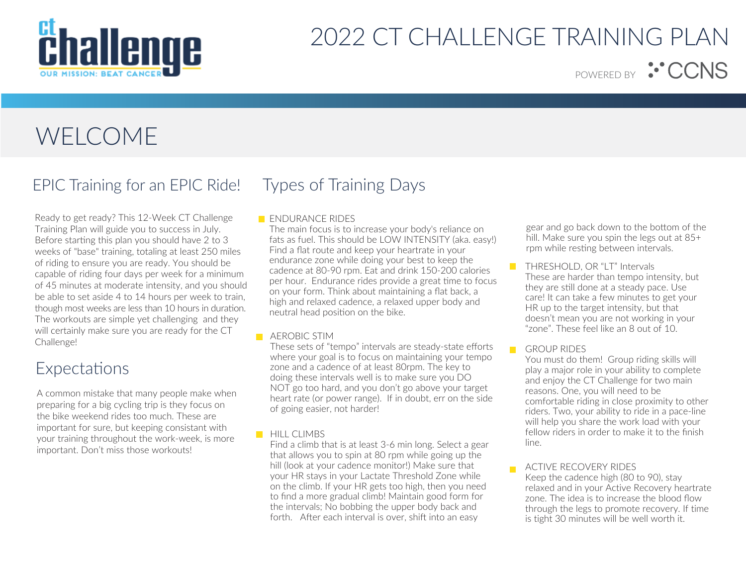# 2022 CT CHALLENGE TRAINING PLAN

POWERED BY CCNS

# WELCOME

## EPIC Training for an EPIC Ride!

Ready to get ready? This 12-Week CT Challenge Training Plan will guide you to success in July. Before starting this plan you should have 2 to 3 weeks of "base" training, totaling at least 250 miles of riding to ensure you are ready. You should be capable of riding four days per week for a minimum of 45 minutes at moderate intensity, and you should be able to set aside 4 to 14 hours per week to train, though most weeks are less than 10 hours in duration. The workouts are simple yet challenging and they will certainly make sure you are ready for the CT Challenge!

## Expectations

A common mistake that many people make when preparing for a big cycling trip is they focus on the bike weekend rides too much. These are important for sure, but keeping consistant with your training throughout the work-week, is more important. Don't miss those workouts!

## Types of Training Days

- ENDURANCE RIDES
  The main focus is to increase your body's reliance on fats as fuel. This should be LOW INTENSITY (aka. easy!) Find a flat route and keep your heartrate in your endurance zone while doing your best to keep the cadence at 80-90 rpm. Eat and drink 150-200 calories per hour. Endurance rides provide a great time to focus on your form. Think about maintaining a flat back, a high and relaxed cadence, a relaxed upper body and neutral head position on the bike.

- AEROBIC STIM
  These sets of "tempo" intervals are steady-state efforts where your goal is to focus on maintaining your tempo zone and a cadence of at least 80rpm. The key to doing these intervals well is to make sure you DO NOT go too hard, and you don't go above your target heart rate (or power range). If in doubt, err on the side of going easier, not harder!

- HILL CLIMBS
  Find a climb that is at least 3-6 min long. Select a gear that allows you to spin at 80 rpm while going up the hill (look at your cadence monitor!) Make sure that your HR stays in your Lactate Threshold Zone while on the climb. If your HR gets too high, then you need to find a more gradual climb! Maintain good form for the intervals; No bobbing the upper body back and forth. After each interval is over, shift into an easy gear and go back down to the bottom of the hill. Make sure you spin the legs out at 85+ rpm while resting between intervals.

- THRESHOLD, OR "LT" Intervals
  These are harder than tempo intensity, but they are still done at a steady pace. Use care! It can take a few minutes to get your HR up to the target intensity, but that doesn't mean you are not working in your "zone". These feel like an 8 out of 10.

- GROUP RIDES
  You must do them! Group riding skills will play a major role in your ability to complete and enjoy the CT Challenge for two main reasons. One, you will need to be comfortable riding in close proximity to other riders. Two, your ability to ride in a pace-line will help you share the work load with your fellow riders in order to make it to the finish line.

- ACTIVE RECOVERY RIDES
  Keep the cadence high (80 to 90), stay relaxed and in your Active Recovery heartrate zone. The idea is to increase the blood flow through the legs to promote recovery. If time is tight 30 minutes will be well worth it.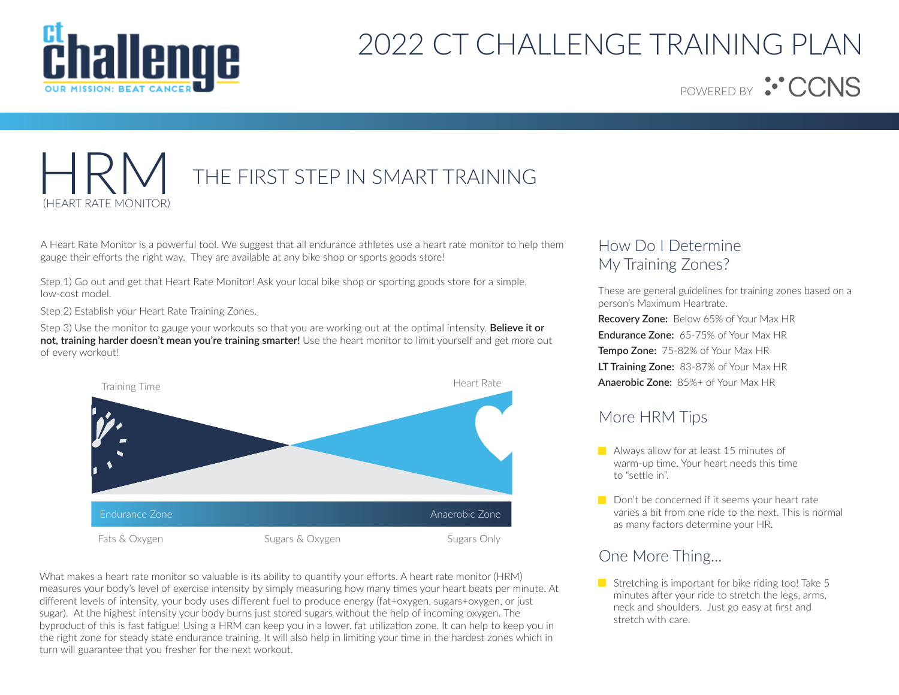# HRM

(HEART RATE MONITOR)

## THE FIRST STEP IN SMART TRAINING

A Heart Rate Monitor is a powerful tool. We suggest that all endurance athletes use a heart rate monitor to help them gauge their efforts the right way. They are available at any bike shop or sports goods store!

Step 1) Go out and get that Heart Rate Monitor! Ask your local bike shop or sporting goods store for a simple, low-cost model.

Step 2) Establish your Heart Rate Training Zones.

Step 3) Use the monitor to gauge your workouts so that you are working out at the optimal intensity. **Believe it or not, training harder doesn't mean you're training smarter!** Use the heart monitor to limit yourself and get more out of every workout!

Training Time | Heart Rate

Endurance Zone | Anaerobic Zone

Fats & Oxygen | Sugars & Oxygen | Sugars Only

What makes a heart rate monitor so valuable is its ability to quantify your efforts. A heart rate monitor (HRM) measures your body's level of exercise intensity by simply measuring how many times your heart beats per minute. At different levels of intensity, your body uses different fuel to produce energy (fat+oxygen, sugars+oxygen, or just sugar). At the highest intensity your body burns just stored sugars without the help of incoming oxygen. The byproduct of this is fast fatigue! Using a HRM can keep you in a lower, fat utilization zone. It can help to keep you in the right zone for steady state endurance training. It will also help in limiting your time in the hardest zones which in turn will guarantee that you fresher for the next workout.

## How Do I Determine My Training Zones?

These are general guidelines for training zones based on a person's Maximum Heartrate.

**Recovery Zone:** Below 65% of Your Max HR

**Endurance Zone:** 65-75% of Your Max HR

**Tempo Zone:** 75-82% of Your Max HR

**LT Training Zone:** 83-87% of Your Max HR

**Anaerobic Zone:** 85%+ of Your Max HR

## More HRM Tips

- Always allow for at least 15 minutes of warm-up time. Your heart needs this time to "settle in".
- Don't be concerned if it seems your heart rate varies a bit from one ride to the next. This is normal as many factors determine your HR.

## One More Thing...

- Stretching is important for bike riding too! Take 5 minutes after your ride to stretch the legs, arms, neck and shoulders. Just go easy at first and stretch with care.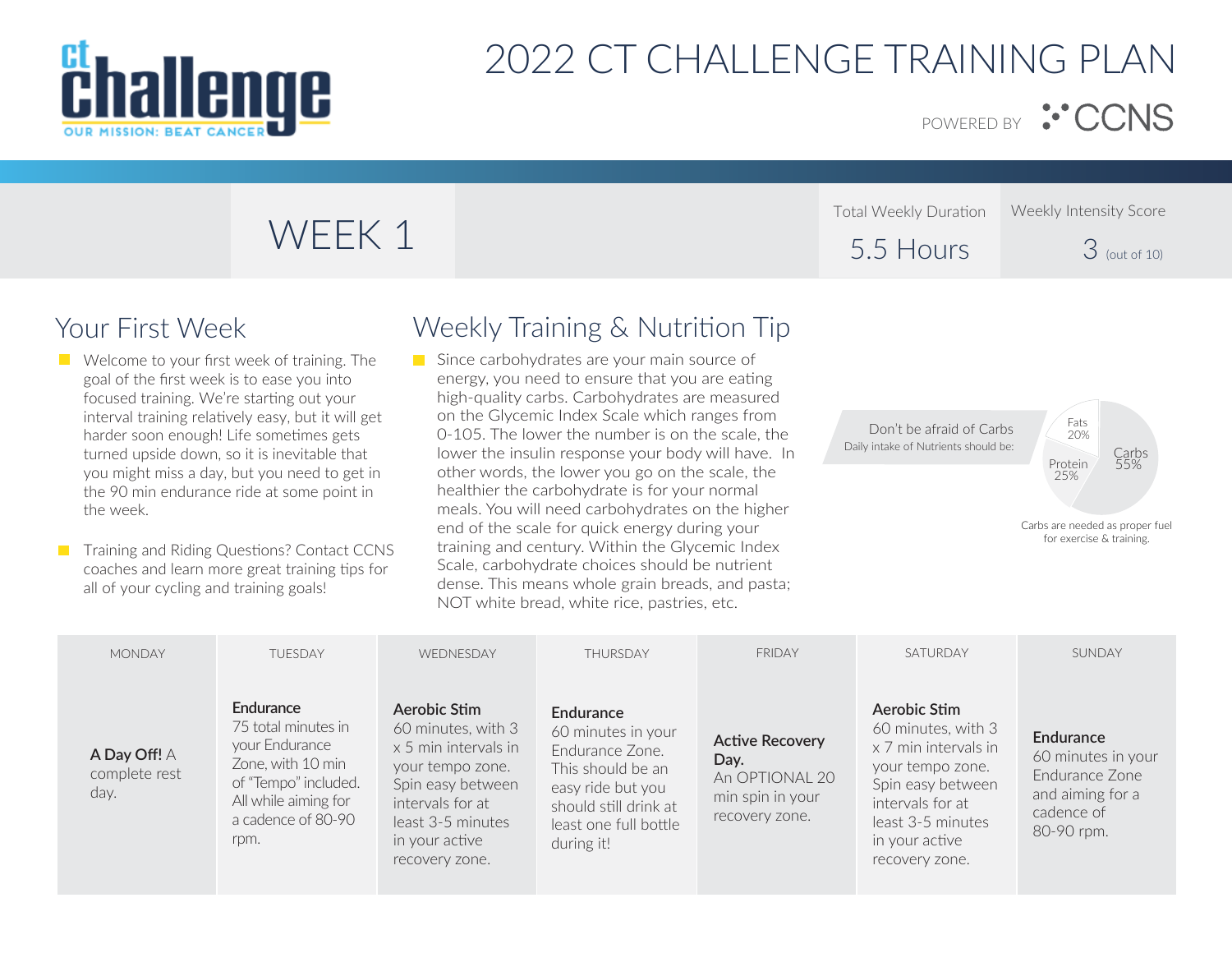# 2022 CT CHALLENGE TRAINING PLAN

POWERED BY CCNS

## WEEK 1

| Total Weekly Duration | Weekly Intensity Score |
|---|---|
| 5.5 Hours | 3 (out of 10) |

## Your First Week

- Welcome to your first week of training. The goal of the first week is to ease you into focused training. We're starting out your interval training relatively easy, but it will get harder soon enough! Life sometimes gets turned upside down, so it is inevitable that you might miss a day, but you need to get in the 90 min endurance ride at some point in the week.
- Training and Riding Questions? Contact CCNS coaches and learn more great training tips for all of your cycling and training goals!

## Weekly Training & Nutrition Tip

- Since carbohydrates are your main source of energy, you need to ensure that you are eating high-quality carbs. Carbohydrates are measured on the Glycemic Index Scale which ranges from 0-105. The lower the number is on the scale, the lower the insulin response your body will have. In other words, the lower you go on the scale, the healthier the carbohydrate is for your normal meals. You will need carbohydrates on the higher end of the scale for quick energy during your training and century. Within the Glycemic Index Scale, carbohydrate choices should be nutrient dense. This means whole grain breads, and pasta; NOT white bread, white rice, pastries, etc.

Don't be afraid of Carbs
Daily intake of Nutrients should be:

- Fats 20%
- Protein 25%
- Carbs 55%

Carbs are needed as proper fuel for exercise & training.

| MONDAY | TUESDAY | WEDNESDAY | THURSDAY | FRIDAY | SATURDAY | SUNDAY |
|---|---|---|---|---|---|---|
| **A Day Off!** A complete rest day. | **Endurance** 75 total minutes in your Endurance Zone, with 10 min of "Tempo" included. All while aiming for a cadence of 80-90 rpm. | **Aerobic Stim** 60 minutes, with 3 x 5 min intervals in your tempo zone. Spin easy between intervals for at least 3-5 minutes in your active recovery zone. | **Endurance** 60 minutes in your Endurance Zone. This should be an easy ride but you should still drink at least one full bottle during it! | **Active Recovery Day.** An OPTIONAL 20 min spin in your recovery zone. | **Aerobic Stim** 60 minutes, with 3 x 7 min intervals in your tempo zone. Spin easy between intervals for at least 3-5 minutes in your active recovery zone. | **Endurance** 60 minutes in your Endurance Zone and aiming for a cadence of 80-90 rpm. |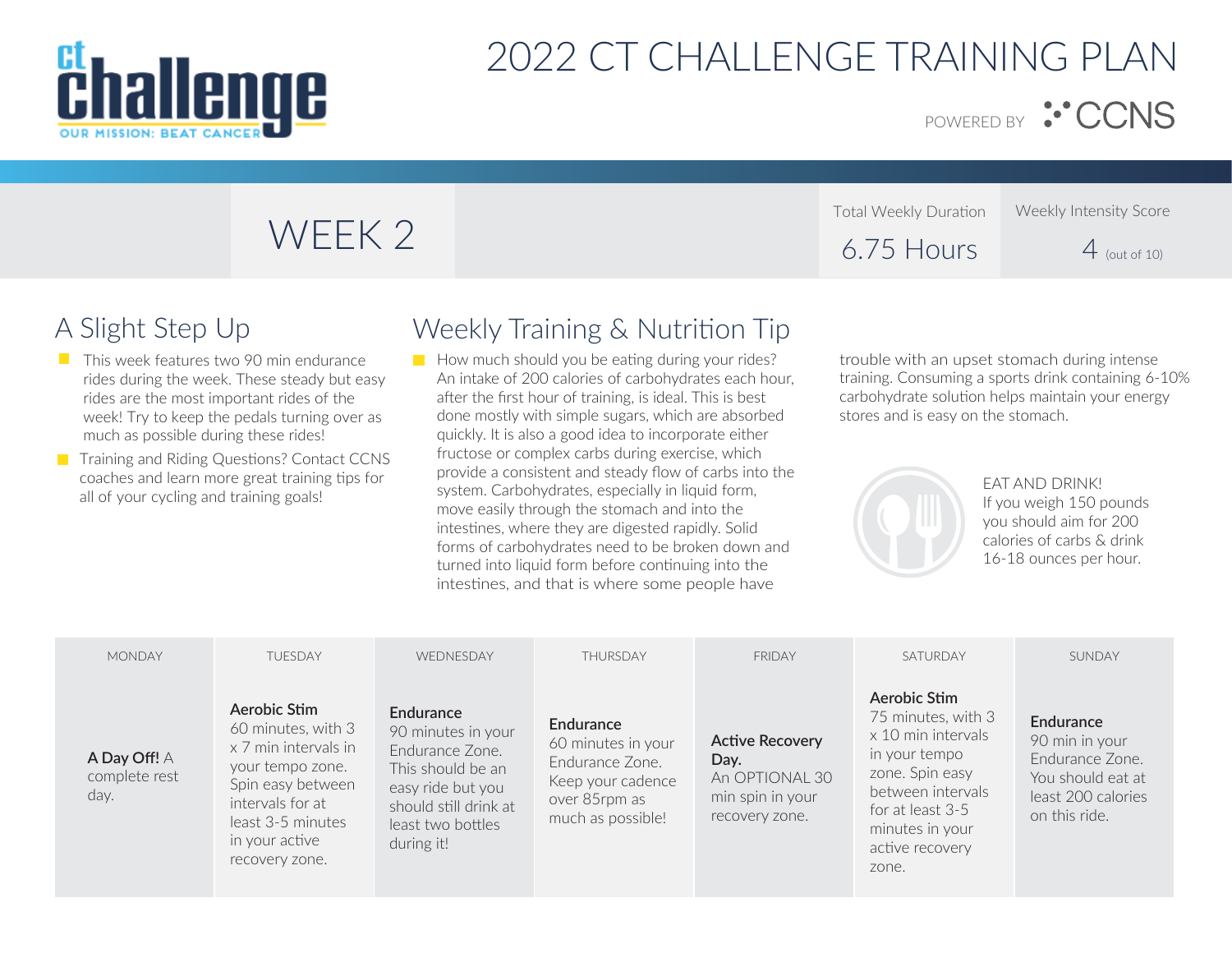# 2022 CT CHALLENGE TRAINING PLAN

POWERED BY CCNS

## WEEK 2

| Total Weekly Duration | Weekly Intensity Score |
|---|---|
| 6.75 Hours | 4 (out of 10) |

## A Slight Step Up

- This week features two 90 min endurance rides during the week. These steady but easy rides are the most important rides of the week! Try to keep the pedals turning over as much as possible during these rides!
- Training and Riding Questions? Contact CCNS coaches and learn more great training tips for all of your cycling and training goals!

## Weekly Training & Nutrition Tip

- How much should you be eating during your rides? An intake of 200 calories of carbohydrates each hour, after the first hour of training, is ideal. This is best done mostly with simple sugars, which are absorbed quickly. It is also a good idea to incorporate either fructose or complex carbs during exercise, which provide a consistent and steady flow of carbs into the system. Carbohydrates, especially in liquid form, move easily through the stomach and into the intestines, where they are digested rapidly. Solid forms of carbohydrates need to be broken down and turned into liquid form before continuing into the intestines, and that is where some people have trouble with an upset stomach during intense training. Consuming a sports drink containing 6-10% carbohydrate solution helps maintain your energy stores and is easy on the stomach.

EAT AND DRINK! If you weigh 150 pounds you should aim for 200 calories of carbs & drink 16-18 ounces per hour.

| MONDAY | TUESDAY | WEDNESDAY | THURSDAY | FRIDAY | SATURDAY | SUNDAY |
|---|---|---|---|---|---|---|
| **A Day Off!** A complete rest day. | **Aerobic Stim** 60 minutes, with 3 x 7 min intervals in your tempo zone. Spin easy between intervals for at least 3-5 minutes in your active recovery zone. | **Endurance** 90 minutes in your Endurance Zone. This should be an easy ride but you should still drink at least two bottles during it! | **Endurance** 60 minutes in your Endurance Zone. Keep your cadence over 85rpm as much as possible! | **Active Recovery Day.** An OPTIONAL 30 min spin in your recovery zone. | **Aerobic Stim** 75 minutes, with 3 x 10 min intervals in your tempo zone. Spin easy between intervals for at least 3-5 minutes in your active recovery zone. | **Endurance** 90 min in your Endurance Zone. You should eat at least 200 calories on this ride. |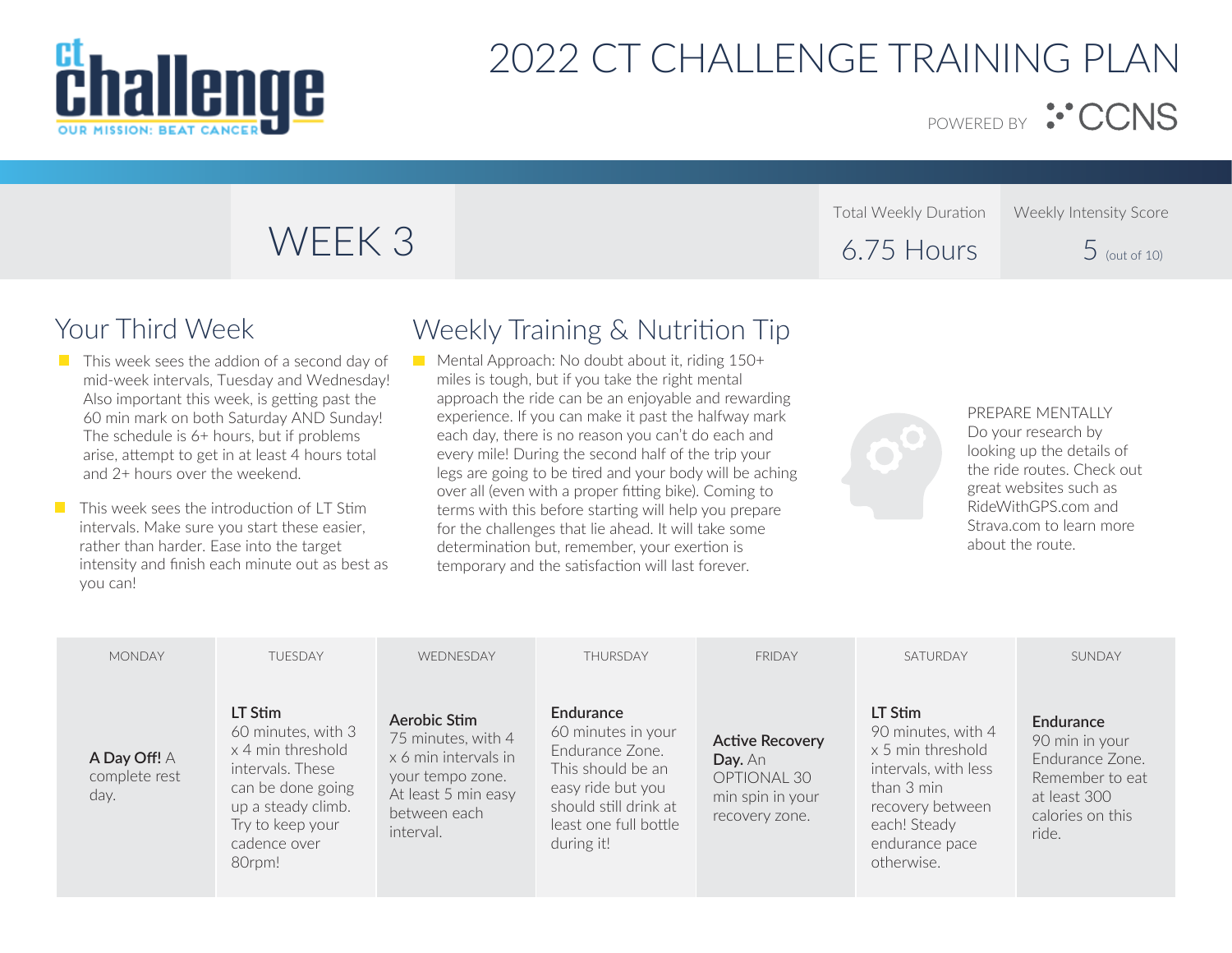# 2022 CT CHALLENGE TRAINING PLAN

POWERED BY CCNS

## WEEK 3

| Total Weekly Duration | Weekly Intensity Score |
|---|---|
| 6.75 Hours | 5 (out of 10) |

## Your Third Week

- This week sees the addion of a second day of mid-week intervals, Tuesday and Wednesday! Also important this week, is getting past the 60 min mark on both Saturday AND Sunday! The schedule is 6+ hours, but if problems arise, attempt to get in at least 4 hours total and 2+ hours over the weekend.
- This week sees the introduction of LT Stim intervals. Make sure you start these easier, rather than harder. Ease into the target intensity and finish each minute out as best as you can!

## Weekly Training & Nutrition Tip

- Mental Approach: No doubt about it, riding 150+ miles is tough, but if you take the right mental approach the ride can be an enjoyable and rewarding experience. If you can make it past the halfway mark each day, there is no reason you can't do each and every mile! During the second half of the trip your legs are going to be tired and your body will be aching over all (even with a proper fitting bike). Coming to terms with this before starting will help you prepare for the challenges that lie ahead. It will take some determination but, remember, your exertion is temporary and the satisfaction will last forever.

PREPARE MENTALLY
Do your research by looking up the details of the ride routes. Check out great websites such as RideWithGPS.com and Strava.com to learn more about the route.

| MONDAY | TUESDAY | WEDNESDAY | THURSDAY | FRIDAY | SATURDAY | SUNDAY |
|---|---|---|---|---|---|---|
| **A Day Off!** A complete rest day. | **LT Stim** 60 minutes, with 3 x 4 min threshold intervals. These can be done going up a steady climb. Try to keep your cadence over 80rpm! | **Aerobic Stim** 75 minutes, with 4 x 6 min intervals in your tempo zone. At least 5 min easy between each interval. | **Endurance** 60 minutes in your Endurance Zone. This should be an easy ride but you should still drink at least one full bottle during it! | **Active Recovery Day.** An OPTIONAL 30 min spin in your recovery zone. | **LT Stim** 90 minutes, with 4 x 5 min threshold intervals, with less than 3 min recovery between each! Steady endurance pace otherwise. | **Endurance** 90 min in your Endurance Zone. Remember to eat at least 300 calories on this ride. |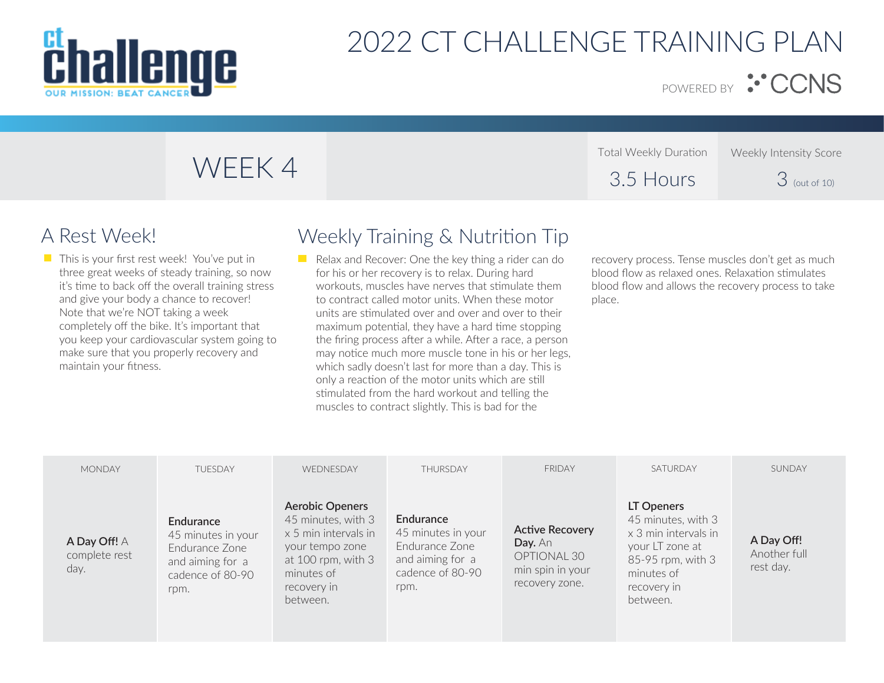# 2022 CT CHALLENGE TRAINING PLAN

POWERED BY CCNS

## WEEK 4

Total Weekly Duration: 3.5 Hours

Weekly Intensity Score: 3 (out of 10)

## A Rest Week!

- This is your first rest week! You've put in three great weeks of steady training, so now it's time to back off the overall training stress and give your body a chance to recover! Note that we're NOT taking a week completely off the bike. It's important that you keep your cardiovascular system going to make sure that you properly recovery and maintain your fitness.

## Weekly Training & Nutrition Tip

- Relax and Recover: One the key thing a rider can do for his or her recovery is to relax. During hard workouts, muscles have nerves that stimulate them to contract called motor units. When these motor units are stimulated over and over and over to their maximum potential, they have a hard time stopping the firing process after a while. After a race, a person may notice much more muscle tone in his or her legs, which sadly doesn't last for more than a day. This is only a reaction of the motor units which are still stimulated from the hard workout and telling the muscles to contract slightly. This is bad for the recovery process. Tense muscles don't get as much blood flow as relaxed ones. Relaxation stimulates blood flow and allows the recovery process to take place.

| MONDAY | TUESDAY | WEDNESDAY | THURSDAY | FRIDAY | SATURDAY | SUNDAY |
|---|---|---|---|---|---|---|
| **A Day Off!** A complete rest day. | **Endurance** 45 minutes in your Endurance Zone and aiming for a cadence of 80-90 rpm. | **Aerobic Openers** 45 minutes, with 3 x 5 min intervals in your tempo zone at 100 rpm, with 3 minutes of recovery in between. | **Endurance** 45 minutes in your Endurance Zone and aiming for a cadence of 80-90 rpm. | **Active Recovery Day.** An OPTIONAL 30 min spin in your recovery zone. | **LT Openers** 45 minutes, with 3 x 3 min intervals in your LT zone at 85-95 rpm, with 3 minutes of recovery in between. | **A Day Off!** Another full rest day. |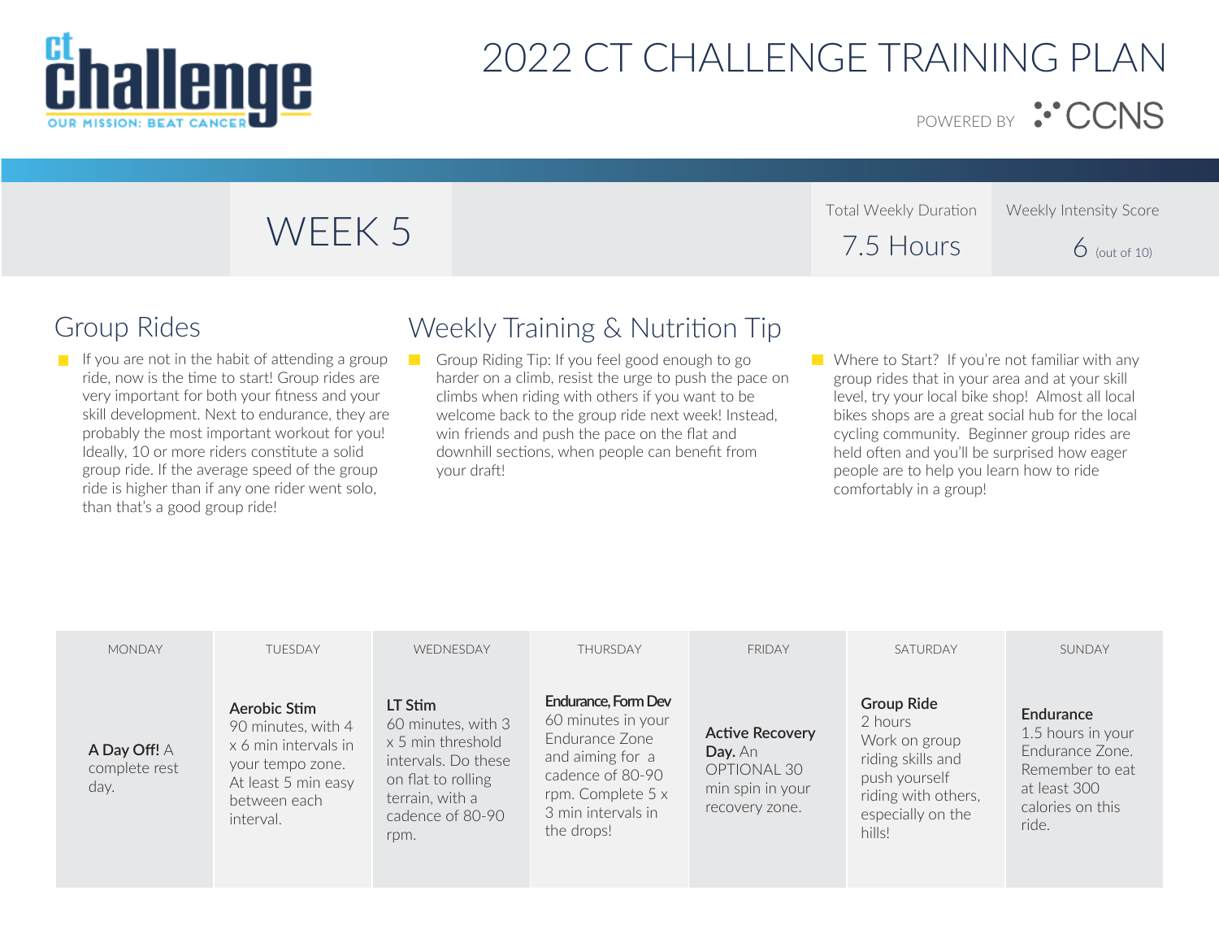# 2022 CT CHALLENGE TRAINING PLAN

POWERED BY CCNS

## WEEK 5

| Total Weekly Duration | Weekly Intensity Score |
|---|---|
| 7.5 Hours | 6 (out of 10) |

## Group Rides

- If you are not in the habit of attending a group ride, now is the time to start! Group rides are very important for both your fitness and your skill development. Next to endurance, they are probably the most important workout for you! Ideally, 10 or more riders constitute a solid group ride. If the average speed of the group ride is higher than if any one rider went solo, than that's a good group ride!

## Weekly Training & Nutrition Tip

- Group Riding Tip: If you feel good enough to go harder on a climb, resist the urge to push the pace on climbs when riding with others if you want to be welcome back to the group ride next week! Instead, win friends and push the pace on the flat and downhill sections, when people can benefit from your draft!

- Where to Start? If you're not familiar with any group rides that in your area and at your skill level, try your local bike shop! Almost all local bikes shops are a great social hub for the local cycling community. Beginner group rides are held often and you'll be surprised how eager people are to help you learn how to ride comfortably in a group!

| MONDAY | TUESDAY | WEDNESDAY | THURSDAY | FRIDAY | SATURDAY | SUNDAY |
|---|---|---|---|---|---|---|
| **A Day Off!** A complete rest day. | **Aerobic Stim** 90 minutes, with 4 x 6 min intervals in your tempo zone. At least 5 min easy between each interval. | **LT Stim** 60 minutes, with 3 x 5 min threshold intervals. Do these on flat to rolling terrain, with a cadence of 80-90 rpm. | **Endurance, Form Dev** 60 minutes in your Endurance Zone and aiming for a cadence of 80-90 rpm. Complete 5 x 3 min intervals in the drops! | **Active Recovery Day.** An OPTIONAL 30 min spin in your recovery zone. | **Group Ride** 2 hours Work on group riding skills and push yourself riding with others, especially on the hills! | **Endurance** 1.5 hours in your Endurance Zone. Remember to eat at least 300 calories on this ride. |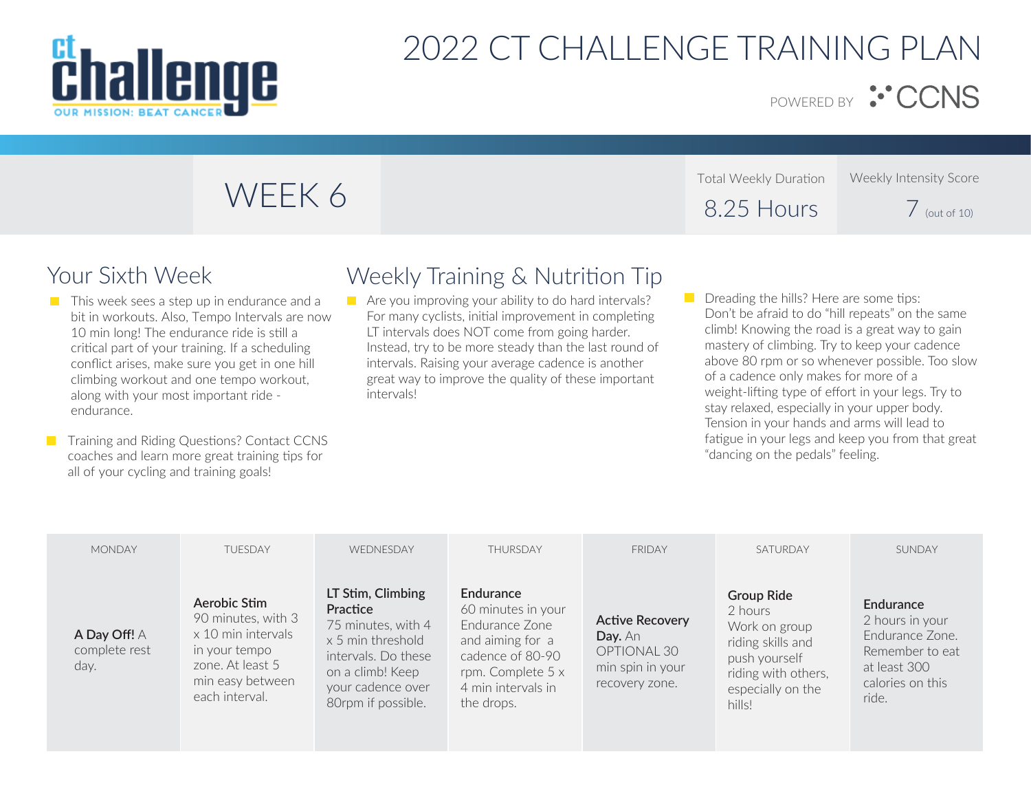# 2022 CT CHALLENGE TRAINING PLAN

POWERED BY CCNS

## WEEK 6

Total Weekly Duration: 8.25 Hours

Weekly Intensity Score: 7 (out of 10)

## Your Sixth Week

- This week sees a step up in endurance and a bit in workouts. Also, Tempo Intervals are now 10 min long! The endurance ride is still a critical part of your training. If a scheduling conflict arises, make sure you get in one hill climbing workout and one tempo workout, along with your most important ride - endurance.
- Training and Riding Questions? Contact CCNS coaches and learn more great training tips for all of your cycling and training goals!

## Weekly Training & Nutrition Tip

- Are you improving your ability to do hard intervals? For many cyclists, initial improvement in completing LT intervals does NOT come from going harder. Instead, try to be more steady than the last round of intervals. Raising your average cadence is another great way to improve the quality of these important intervals!
- Dreading the hills? Here are some tips: Don't be afraid to do "hill repeats" on the same climb! Knowing the road is a great way to gain mastery of climbing. Try to keep your cadence above 80 rpm or so whenever possible. Too slow of a cadence only makes for more of a weight-lifting type of effort in your legs. Try to stay relaxed, especially in your upper body. Tension in your hands and arms will lead to fatigue in your legs and keep you from that great "dancing on the pedals" feeling.

| MONDAY | TUESDAY | WEDNESDAY | THURSDAY | FRIDAY | SATURDAY | SUNDAY |
|---|---|---|---|---|---|---|
| **A Day Off!** A complete rest day. | **Aerobic Stim** 90 minutes, with 3 x 10 min intervals in your tempo zone. At least 5 min easy between each interval. | **LT Stim, Climbing Practice** 75 minutes, with 4 x 5 min threshold intervals. Do these on a climb! Keep your cadence over 80rpm if possible. | **Endurance** 60 minutes in your Endurance Zone and aiming for a cadence of 80-90 rpm. Complete 5 x 4 min intervals in the drops. | **Active Recovery Day.** An OPTIONAL 30 min spin in your recovery zone. | **Group Ride** 2 hours Work on group riding skills and push yourself riding with others, especially on the hills! | **Endurance** 2 hours in your Endurance Zone. Remember to eat at least 300 calories on this ride. |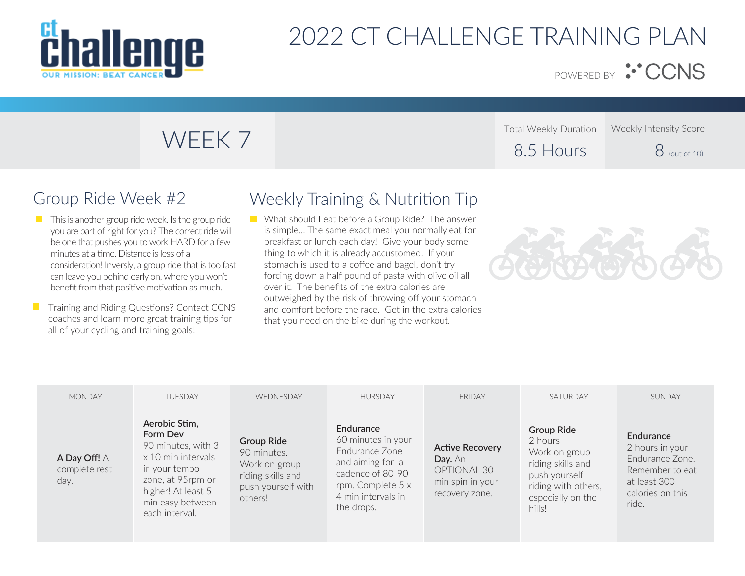# 2022 CT CHALLENGE TRAINING PLAN

POWERED BY CCNS

## WEEK 7

Total Weekly Duration: 8.5 Hours

Weekly Intensity Score: 8 (out of 10)

## Group Ride Week #2

- This is another group ride week. Is the group ride you are part of right for you? The correct ride will be one that pushes you to work HARD for a few minutes at a time. Distance is less of a consideration! Inversly, a group ride that is too fast can leave you behind early on, where you won't benefit from that positive motivation as much.
- Training and Riding Questions? Contact CCNS coaches and learn more great training tips for all of your cycling and training goals!

## Weekly Training & Nutrition Tip

- What should I eat before a Group Ride? The answer is simple... The same exact meal you normally eat for breakfast or lunch each day! Give your body something to which it is already accustomed. If your stomach is used to a coffee and bagel, don't try forcing down a half pound of pasta with olive oil all over it! The benefits of the extra calories are outweighed by the risk of throwing off your stomach and comfort before the race. Get in the extra calories that you need on the bike during the workout.

| MONDAY | TUESDAY | WEDNESDAY | THURSDAY | FRIDAY | SATURDAY | SUNDAY |
|---|---|---|---|---|---|---|
| **A Day Off!** A complete rest day. | **Aerobic Stim, Form Dev** 90 minutes, with 3 x 10 min intervals in your tempo zone, at 95rpm or higher! At least 5 min easy between each interval. | **Group Ride** 90 minutes. Work on group riding skills and push yourself with others! | **Endurance** 60 minutes in your Endurance Zone and aiming for a cadence of 80-90 rpm. Complete 5 x 4 min intervals in the drops. | **Active Recovery Day.** An OPTIONAL 30 min spin in your recovery zone. | **Group Ride** 2 hours Work on group riding skills and push yourself riding with others, especially on the hills! | **Endurance** 2 hours in your Endurance Zone. Remember to eat at least 300 calories on this ride. |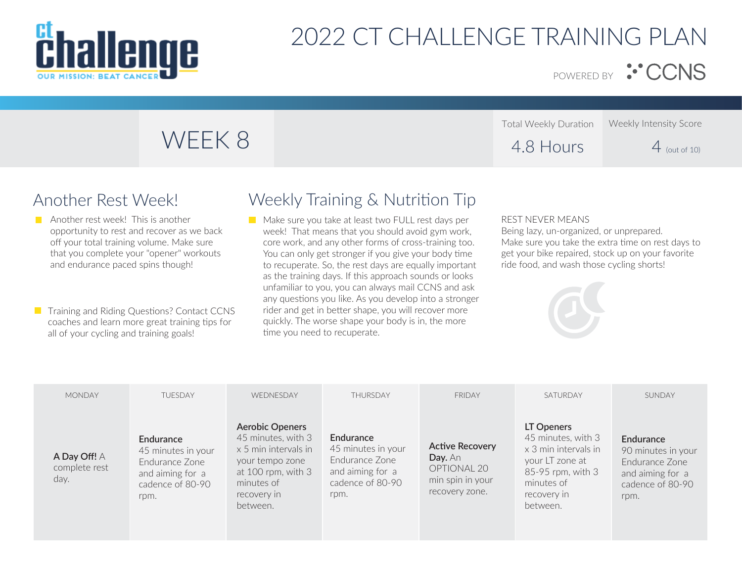# 2022 CT CHALLENGE TRAINING PLAN

POWERED BY CCNS

## WEEK 8

| Total Weekly Duration | Weekly Intensity Score |
| --- | --- |
| 4.8 Hours | 4 (out of 10) |

## Another Rest Week!

- Another rest week! This is another opportunity to rest and recover as we back off your total training volume. Make sure that you complete your "opener" workouts and endurance paced spins though!
- Training and Riding Questions? Contact CCNS coaches and learn more great training tips for all of your cycling and training goals!

## Weekly Training & Nutrition Tip

- Make sure you take at least two FULL rest days per week! That means that you should avoid gym work, core work, and any other forms of cross-training too. You can only get stronger if you give your body time to recuperate. So, the rest days are equally important as the training days. If this approach sounds or looks unfamiliar to you, you can always mail CCNS and ask any questions you like. As you develop into a stronger rider and get in better shape, you will recover more quickly. The worse shape your body is in, the more time you need to recuperate.

REST NEVER MEANS
Being lazy, un-organized, or unprepared.
Make sure you take the extra time on rest days to get your bike repaired, stock up on your favorite ride food, and wash those cycling shorts!

| MONDAY | TUESDAY | WEDNESDAY | THURSDAY | FRIDAY | SATURDAY | SUNDAY |
| --- | --- | --- | --- | --- | --- | --- |
| **A Day Off!** A complete rest day. | **Endurance** 45 minutes in your Endurance Zone and aiming for a cadence of 80-90 rpm. | **Aerobic Openers** 45 minutes, with 3 x 5 min intervals in your tempo zone at 100 rpm, with 3 minutes of recovery in between. | **Endurance** 45 minutes in your Endurance Zone and aiming for a cadence of 80-90 rpm. | **Active Recovery Day.** An OPTIONAL 20 min spin in your recovery zone. | **LT Openers** 45 minutes, with 3 x 3 min intervals in your LT zone at 85-95 rpm, with 3 minutes of recovery in between. | **Endurance** 90 minutes in your Endurance Zone and aiming for a cadence of 80-90 rpm. |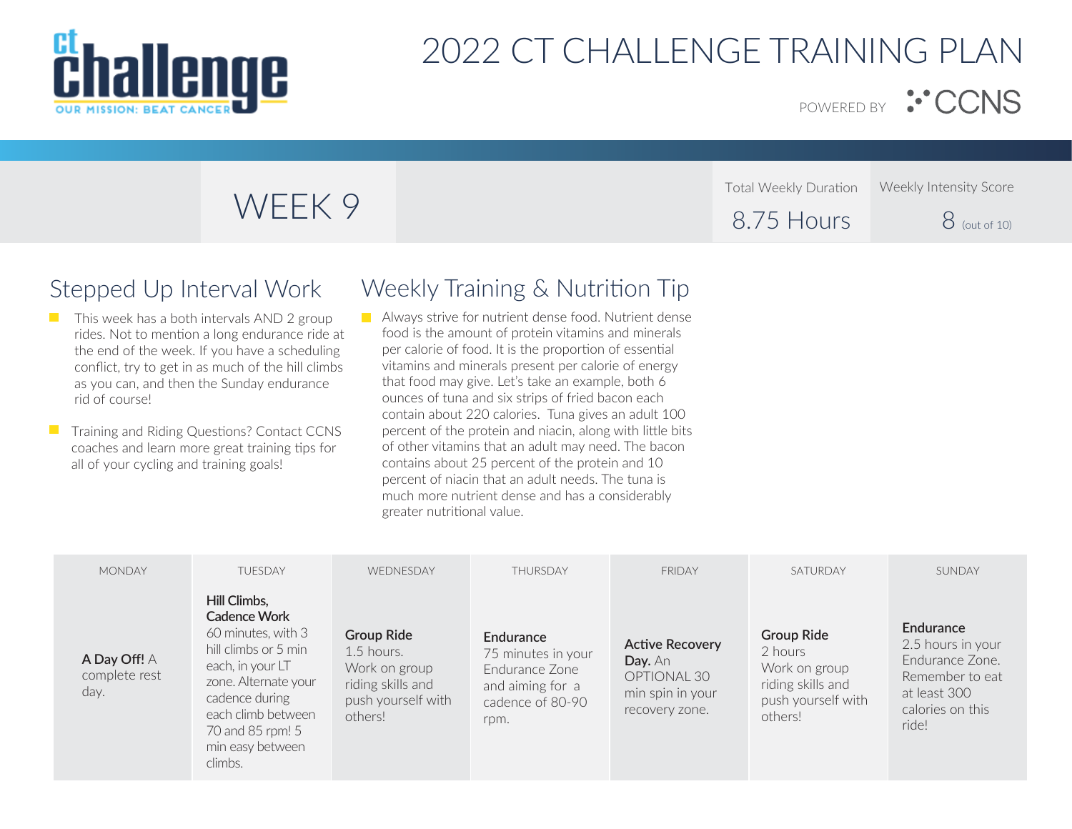# 2022 CT CHALLENGE TRAINING PLAN

POWERED BY CCNS

## WEEK 9

Total Weekly Duration: 8.75 Hours

Weekly Intensity Score: 8 (out of 10)

## Stepped Up Interval Work

- This week has a both intervals AND 2 group rides. Not to mention a long endurance ride at the end of the week. If you have a scheduling conflict, try to get in as much of the hill climbs as you can, and then the Sunday endurance rid of course!
- Training and Riding Questions? Contact CCNS coaches and learn more great training tips for all of your cycling and training goals!

## Weekly Training & Nutrition Tip

- Always strive for nutrient dense food. Nutrient dense food is the amount of protein vitamins and minerals per calorie of food. It is the proportion of essential vitamins and minerals present per calorie of energy that food may give. Let's take an example, both 6 ounces of tuna and six strips of fried bacon each contain about 220 calories. Tuna gives an adult 100 percent of the protein and niacin, along with little bits of other vitamins that an adult may need. The bacon contains about 25 percent of the protein and 10 percent of niacin that an adult needs. The tuna is much more nutrient dense and has a considerably greater nutritional value.

| MONDAY | TUESDAY | WEDNESDAY | THURSDAY | FRIDAY | SATURDAY | SUNDAY |
|---|---|---|---|---|---|---|
| **A Day Off!** A complete rest day. | **Hill Climbs, Cadence Work** 60 minutes, with 3 hill climbs or 5 min each, in your LT zone. Alternate your cadence during each climb between 70 and 85 rpm! 5 min easy between climbs. | **Group Ride** 1.5 hours. Work on group riding skills and push yourself with others! | **Endurance** 75 minutes in your Endurance Zone and aiming for a cadence of 80-90 rpm. | **Active Recovery Day.** An OPTIONAL 30 min spin in your recovery zone. | **Group Ride** 2 hours Work on group riding skills and push yourself with others! | **Endurance** 2.5 hours in your Endurance Zone. Remember to eat at least 300 calories on this ride! |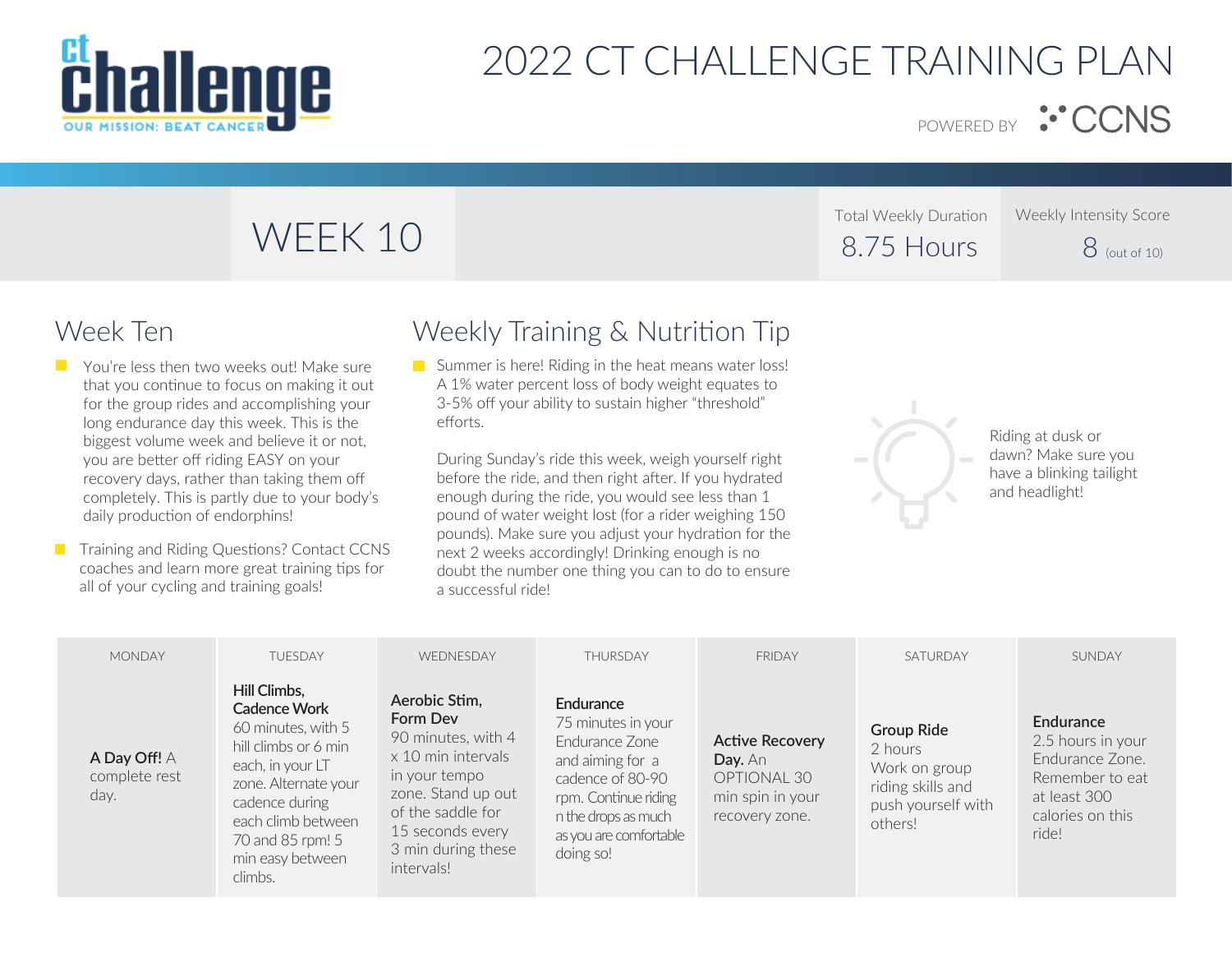# 2022 CT CHALLENGE TRAINING PLAN

POWERED BY CCNS

## WEEK 10

Total Weekly Duration: 8.75 Hours

Weekly Intensity Score: 8 (out of 10)

## Week Ten

- You're less then two weeks out! Make sure that you continue to focus on making it out for the group rides and accomplishing your long endurance day this week. This is the biggest volume week and believe it or not, you are better off riding EASY on your recovery days, rather than taking them off completely. This is partly due to your body's daily production of endorphins!
- Training and Riding Questions? Contact CCNS coaches and learn more great training tips for all of your cycling and training goals!

## Weekly Training & Nutrition Tip

- Summer is here! Riding in the heat means water loss! A 1% water percent loss of body weight equates to 3-5% off your ability to sustain higher "threshold" efforts.

  During Sunday's ride this week, weigh yourself right before the ride, and then right after. If you hydrated enough during the ride, you would see less than 1 pound of water weight lost (for a rider weighing 150 pounds). Make sure you adjust your hydration for the next 2 weeks accordingly! Drinking enough is no doubt the number one thing you can to do to ensure a successful ride!

Riding at dusk or dawn? Make sure you have a blinking tailight and headlight!

| MONDAY | TUESDAY | WEDNESDAY | THURSDAY | FRIDAY | SATURDAY | SUNDAY |
|---|---|---|---|---|---|---|
| **A Day Off!** A complete rest day. | **Hill Climbs, Cadence Work** 60 minutes, with 5 hill climbs or 6 min each, in your LT zone. Alternate your cadence during each climb between 70 and 85 rpm! 5 min easy between climbs. | **Aerobic Stim, Form Dev** 90 minutes, with 4 x 10 min intervals in your tempo zone. Stand up out of the saddle for 15 seconds every 3 min during these intervals! | **Endurance** 75 minutes in your Endurance Zone and aiming for a cadence of 80-90 rpm. Continue riding n the drops as much as you are comfortable doing so! | **Active Recovery Day.** An OPTIONAL 30 min spin in your recovery zone. | **Group Ride** 2 hours Work on group riding skills and push yourself with others! | **Endurance** 2.5 hours in your Endurance Zone. Remember to eat at least 300 calories on this ride! |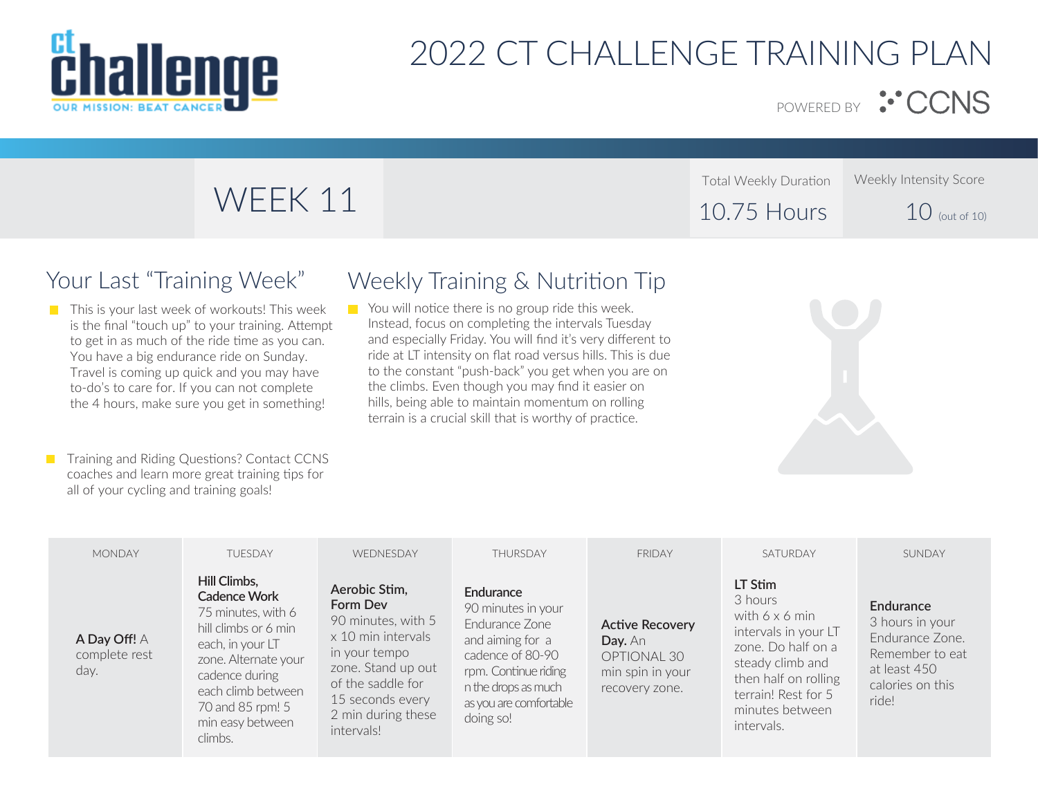# 2022 CT CHALLENGE TRAINING PLAN

POWERED BY CCNS

## WEEK 11

| Total Weekly Duration | Weekly Intensity Score |
|---|---|
| 10.75 Hours | 10 (out of 10) |

## Your Last "Training Week"

- This is your last week of workouts! This week is the final "touch up" to your training. Attempt to get in as much of the ride time as you can. You have a big endurance ride on Sunday. Travel is coming up quick and you may have to-do's to care for. If you can not complete the 4 hours, make sure you get in something!

- Training and Riding Questions? Contact CCNS coaches and learn more great training tips for all of your cycling and training goals!

## Weekly Training & Nutrition Tip

- You will notice there is no group ride this week. Instead, focus on completing the intervals Tuesday and especially Friday. You will find it's very different to ride at LT intensity on flat road versus hills. This is due to the constant "push-back" you get when you are on the climbs. Even though you may find it easier on hills, being able to maintain momentum on rolling terrain is a crucial skill that is worthy of practice.

| MONDAY | TUESDAY | WEDNESDAY | THURSDAY | FRIDAY | SATURDAY | SUNDAY |
|---|---|---|---|---|---|---|
| **A Day Off!** A complete rest day. | **Hill Climbs, Cadence Work** 75 minutes, with 6 hill climbs or 6 min each, in your LT zone. Alternate your cadence during each climb between 70 and 85 rpm! 5 min easy between climbs. | **Aerobic Stim, Form Dev** 90 minutes, with 5 x 10 min intervals in your tempo zone. Stand up out of the saddle for 15 seconds every 2 min during these intervals! | **Endurance** 90 minutes in your Endurance Zone and aiming for a cadence of 80-90 rpm. Continue riding n the drops as much as you are comfortable doing so! | **Active Recovery Day.** An OPTIONAL 30 min spin in your recovery zone. | **LT Stim** 3 hours with 6 x 6 min intervals in your LT zone. Do half on a steady climb and then half on rolling terrain! Rest for 5 minutes between intervals. | **Endurance** 3 hours in your Endurance Zone. Remember to eat at least 450 calories on this ride! |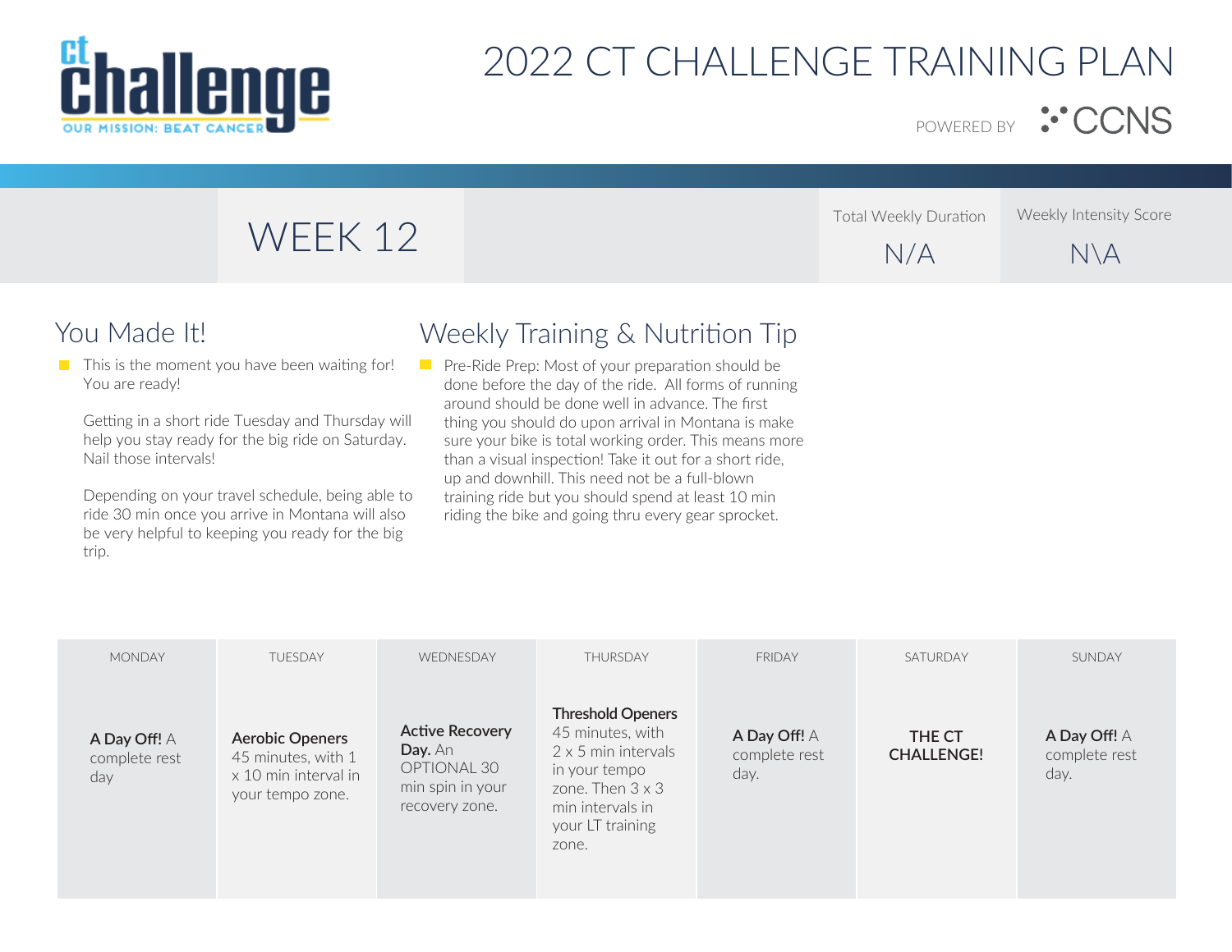# 2022 CT CHALLENGE TRAINING PLAN

POWERED BY CCNS

## WEEK 12

| Total Weekly Duration | Weekly Intensity Score |
|---|---|
| N/A | N\A |

## You Made It!

- This is the moment you have been waiting for! You are ready!

  Getting in a short ride Tuesday and Thursday will help you stay ready for the big ride on Saturday. Nail those intervals!

  Depending on your travel schedule, being able to ride 30 min once you arrive in Montana will also be very helpful to keeping you ready for the big trip.

## Weekly Training & Nutrition Tip

- Pre-Ride Prep: Most of your preparation should be done before the day of the ride. All forms of running around should be done well in advance. The first thing you should do upon arrival in Montana is make sure your bike is total working order. This means more than a visual inspection! Take it out for a short ride, up and downhill. This need not be a full-blown training ride but you should spend at least 10 min riding the bike and going thru every gear sprocket.

| MONDAY | TUESDAY | WEDNESDAY | THURSDAY | FRIDAY | SATURDAY | SUNDAY |
|---|---|---|---|---|---|---|
| **A Day Off!** A complete rest day | **Aerobic Openers** 45 minutes, with 1 x 10 min interval in your tempo zone. | **Active Recovery Day.** An OPTIONAL 30 min spin in your recovery zone. | **Threshold Openers** 45 minutes, with 2 x 5 min intervals in your tempo zone. Then 3 x 3 min intervals in your LT training zone. | **A Day Off!** A complete rest day. | **THE CT CHALLENGE!** | **A Day Off!** A complete rest day. |